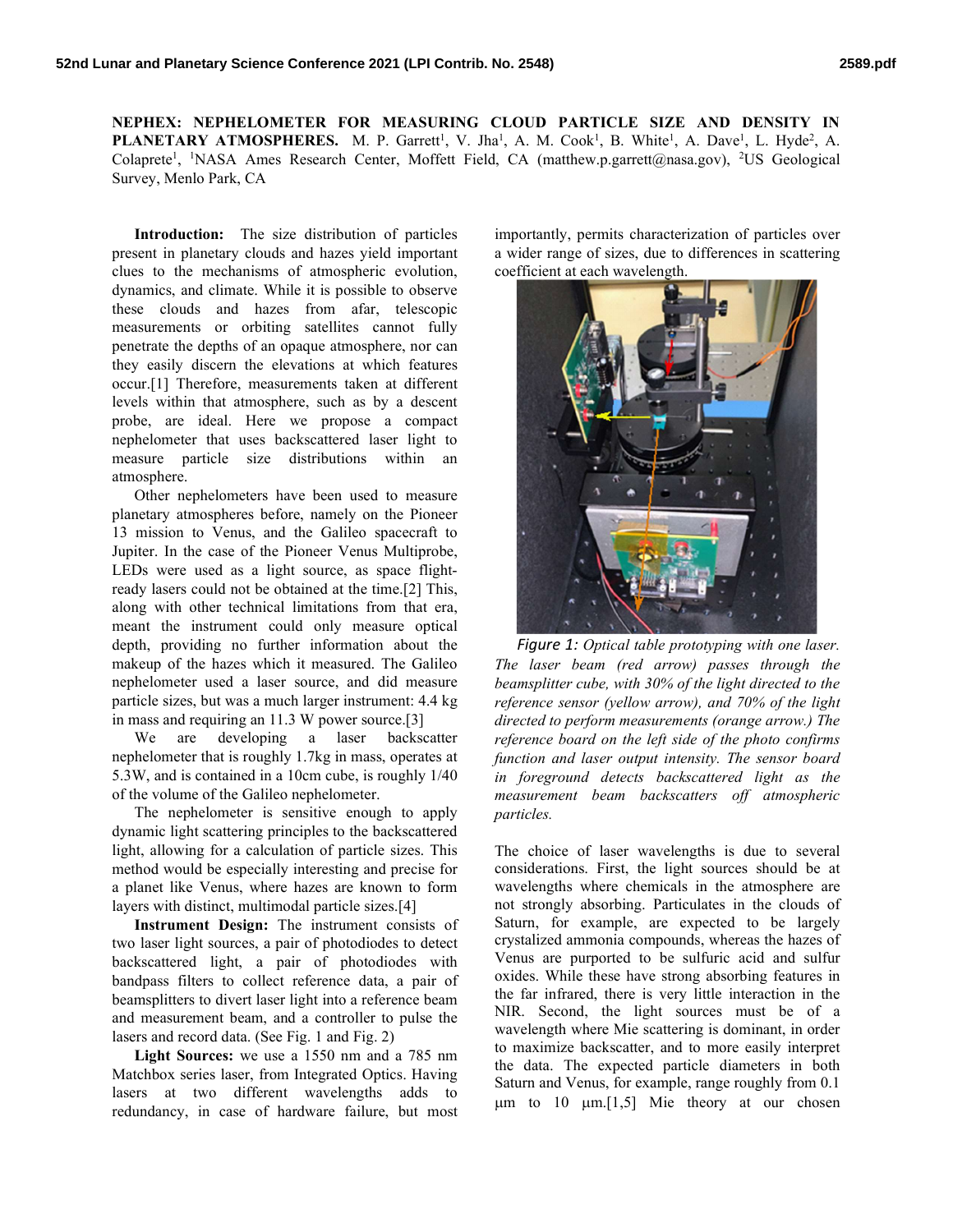**NEPHEX: NEPHELOMETER FOR MEASURING CLOUD PARTICLE SIZE AND DENSITY IN PLANETARY ATMOSPHERES.** M. P. Garrett[1], V. Jha[1], A. M. Cook[1], B. White[1], A. Dave[1], L. Hyde[2], A. Colaprete[1], [1]NASA Ames Research Center, Moffett Field, CA (matthew.p.garrett@nasa.gov), [2]US Geological Survey, Menlo Park, CA

**Introduction:** The size distribution of particles present in planetary clouds and hazes yield important clues to the mechanisms of atmospheric evolution, dynamics, and climate. While it is possible to observe these clouds and hazes from afar, telescopic measurements or orbiting satellites cannot fully penetrate the depths of an opaque atmosphere, nor can they easily discern the elevations at which features occur.[1] Therefore, measurements taken at different levels within that atmosphere, such as by a descent probe, are ideal. Here we propose a compact nephelometer that uses backscattered laser light to measure particle size distributions within an atmosphere.

Other nephelometers have been used to measure planetary atmospheres before, namely on the Pioneer 13 mission to Venus, and the Galileo spacecraft to Jupiter. In the case of the Pioneer Venus Multiprobe, LEDs were used as a light source, as space flight-ready lasers could not be obtained at the time.[2] This, along with other technical limitations from that era, meant the instrument could only measure optical depth, providing no further information about the makeup of the hazes which it measured. The Galileo nephelometer used a laser source, and did measure particle sizes, but was a much larger instrument: 4.4 kg in mass and requiring an 11.3 W power source.[3]

We are developing a laser backscatter nephelometer that is roughly 1.7kg in mass, operates at 5.3W, and is contained in a 10cm cube, is roughly 1/40 of the volume of the Galileo nephelometer.

The nephelometer is sensitive enough to apply dynamic light scattering principles to the backscattered light, allowing for a calculation of particle sizes. This method would be especially interesting and precise for a planet like Venus, where hazes are known to form layers with distinct, multimodal particle sizes.[4]

**Instrument Design:** The instrument consists of two laser light sources, a pair of photodiodes to detect backscattered light, a pair of photodiodes with bandpass filters to collect reference data, a pair of beamsplitters to divert laser light into a reference beam and measurement beam, and a controller to pulse the lasers and record data. (See Fig. 1 and Fig. 2)

**Light Sources:** we use a 1550 nm and a 785 nm Matchbox series laser, from Integrated Optics. Having lasers at two different wavelengths adds to redundancy, in case of hardware failure, but most importantly, permits characterization of particles over a wider range of sizes, due to differences in scattering coefficient at each wavelength.

*Figure 1: Optical table prototyping with one laser. The laser beam (red arrow) passes through the beamsplitter cube, with 30% of the light directed to the reference sensor (yellow arrow), and 70% of the light directed to perform measurements (orange arrow.) The reference board on the left side of the photo confirms function and laser output intensity. The sensor board in foreground detects backscattered light as the measurement beam backscatters off atmospheric particles.*

The choice of laser wavelengths is due to several considerations. First, the light sources should be at wavelengths where chemicals in the atmosphere are not strongly absorbing. Particulates in the clouds of Saturn, for example, are expected to be largely crystalized ammonia compounds, whereas the hazes of Venus are purported to be sulfuric acid and sulfur oxides. While these have strong absorbing features in the far infrared, there is very little interaction in the NIR. Second, the light sources must be of a wavelength where Mie scattering is dominant, in order to maximize backscatter, and to more easily interpret the data. The expected particle diameters in both Saturn and Venus, for example, range roughly from 0.1 μm to 10 μm.[1,5] Mie theory at our chosen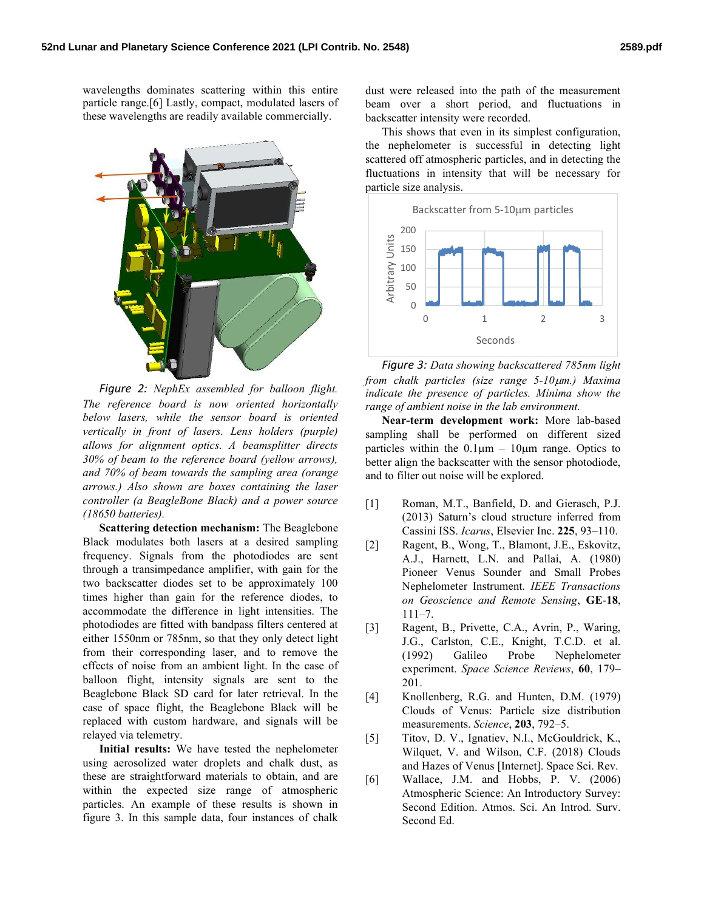wavelengths dominates scattering within this entire particle range.[6] Lastly, compact, modulated lasers of these wavelengths are readily available commercially.

*Figure 2: NephEx assembled for balloon flight. The reference board is now oriented horizontally below lasers, while the sensor board is oriented vertically in front of lasers. Lens holders (purple) allows for alignment optics. A beamsplitter directs 30% of beam to the reference board (yellow arrows), and 70% of beam towards the sampling area (orange arrows.) Also shown are boxes containing the laser controller (a BeagleBone Black) and a power source (18650 batteries).*

**Scattering detection mechanism:** The Beaglebone Black modulates both lasers at a desired sampling frequency. Signals from the photodiodes are sent through a transimpedance amplifier, with gain for the two backscatter diodes set to be approximately 100 times higher than gain for the reference diodes, to accommodate the difference in light intensities. The photodiodes are fitted with bandpass filters centered at either 1550nm or 785nm, so that they only detect light from their corresponding laser, and to remove the effects of noise from an ambient light. In the case of balloon flight, intensity signals are sent to the Beaglebone Black SD card for later retrieval. In the case of space flight, the Beaglebone Black will be replaced with custom hardware, and signals will be relayed via telemetry.

**Initial results:** We have tested the nephelometer using aerosolized water droplets and chalk dust, as these are straightforward materials to obtain, and are within the expected size range of atmospheric particles. An example of these results is shown in figure 3. In this sample data, four instances of chalk dust were released into the path of the measurement beam over a short period, and fluctuations in backscatter intensity were recorded.

This shows that even in its simplest configuration, the nephelometer is successful in detecting light scattered off atmospheric particles, and in detecting the fluctuations in intensity that will be necessary for particle size analysis.

Backscatter from 5-10μm particles

Arbitrary Units

200
150
100
50
0

0 1 2 3

Seconds

*Figure 3: Data showing backscattered 785nm light from chalk particles (size range 5-10μm.) Maxima indicate the presence of particles. Minima show the range of ambient noise in the lab environment.*

**Near-term development work:** More lab-based sampling shall be performed on different sized particles within the 0.1μm – 10μm range. Optics to better align the backscatter with the sensor photodiode, and to filter out noise will be explored.

[1] Roman, M.T., Banfield, D. and Gierasch, P.J. (2013) Saturn's cloud structure inferred from Cassini ISS. *Icarus*, Elsevier Inc. **225**, 93–110.

[2] Ragent, B., Wong, T., Blamont, J.E., Eskovitz, A.J., Harnett, L.N. and Pallai, A. (1980) Pioneer Venus Sounder and Small Probes Nephelometer Instrument. *IEEE Transactions on Geoscience and Remote Sensing*, **GE-18**, 111–7.

[3] Ragent, B., Privette, C.A., Avrin, P., Waring, J.G., Carlston, C.E., Knight, T.C.D. et al. (1992) Galileo Probe Nephelometer experiment. *Space Science Reviews*, **60**, 179–201.

[4] Knollenberg, R.G. and Hunten, D.M. (1979) Clouds of Venus: Particle size distribution measurements. *Science*, **203**, 792–5.

[5] Titov, D. V., Ignatiev, N.I., McGouldrick, K., Wilquet, V. and Wilson, C.F. (2018) Clouds and Hazes of Venus [Internet]. Space Sci. Rev.

[6] Wallace, J.M. and Hobbs, P. V. (2006) Atmospheric Science: An Introductory Survey: Second Edition. Atmos. Sci. An Introd. Surv. Second Ed.